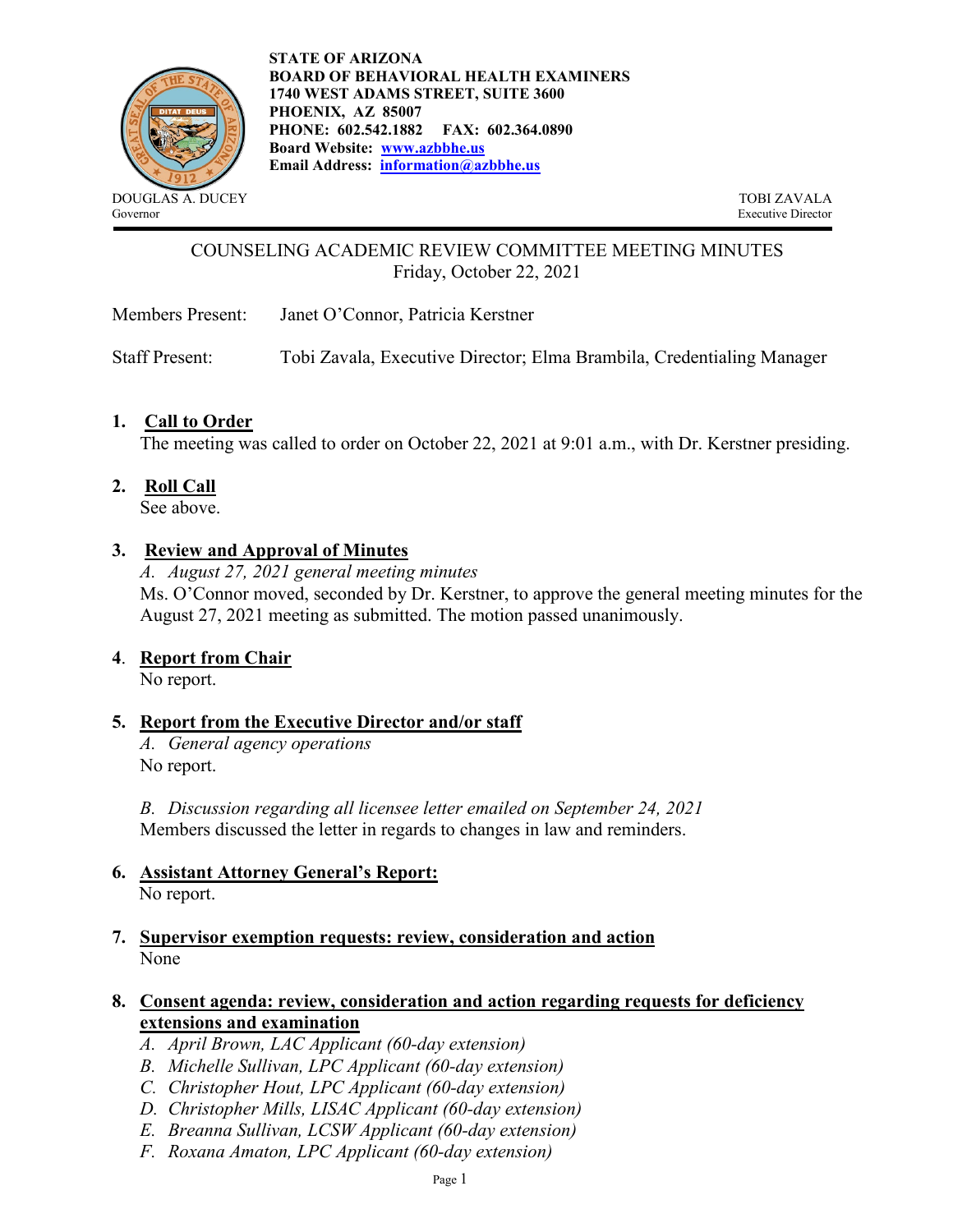STATE OF ARIZONA
BOARD OF BEHAVIORAL HEALTH EXAMINERS
1740 WEST ADAMS STREET, SUITE 3600
PHOENIX, AZ 85007
PHONE: 602.542.1882 FAX: 602.364.0890
Board Website: www.azbbhe.us
Email Address: information@azbbhe.us

DOUGLAS A. DUCEY
Governor

TOBI ZAVALA
Executive Director

# COUNSELING ACADEMIC REVIEW COMMITTEE MEETING MINUTES
Friday, October 22, 2021

Members Present: Janet O'Connor, Patricia Kerstner

Staff Present: Tobi Zavala, Executive Director; Elma Brambila, Credentialing Manager

**1. Call to Order**
The meeting was called to order on October 22, 2021 at 9:01 a.m., with Dr. Kerstner presiding.

**2. Roll Call**
See above.

**3. Review and Approval of Minutes**
*A. August 27, 2021 general meeting minutes*
Ms. O'Connor moved, seconded by Dr. Kerstner, to approve the general meeting minutes for the August 27, 2021 meeting as submitted. The motion passed unanimously.

**4. Report from Chair**
No report.

**5. Report from the Executive Director and/or staff**
*A. General agency operations*
No report.

*B. Discussion regarding all licensee letter emailed on September 24, 2021*
Members discussed the letter in regards to changes in law and reminders.

**6. Assistant Attorney General's Report:**
No report.

**7. Supervisor exemption requests: review, consideration and action**
None

**8. Consent agenda: review, consideration and action regarding requests for deficiency extensions and examination**
*A. April Brown, LAC Applicant (60-day extension)*
*B. Michelle Sullivan, LPC Applicant (60-day extension)*
*C. Christopher Hout, LPC Applicant (60-day extension)*
*D. Christopher Mills, LISAC Applicant (60-day extension)*
*E. Breanna Sullivan, LCSW Applicant (60-day extension)*
*F. Roxana Amaton, LPC Applicant (60-day extension)*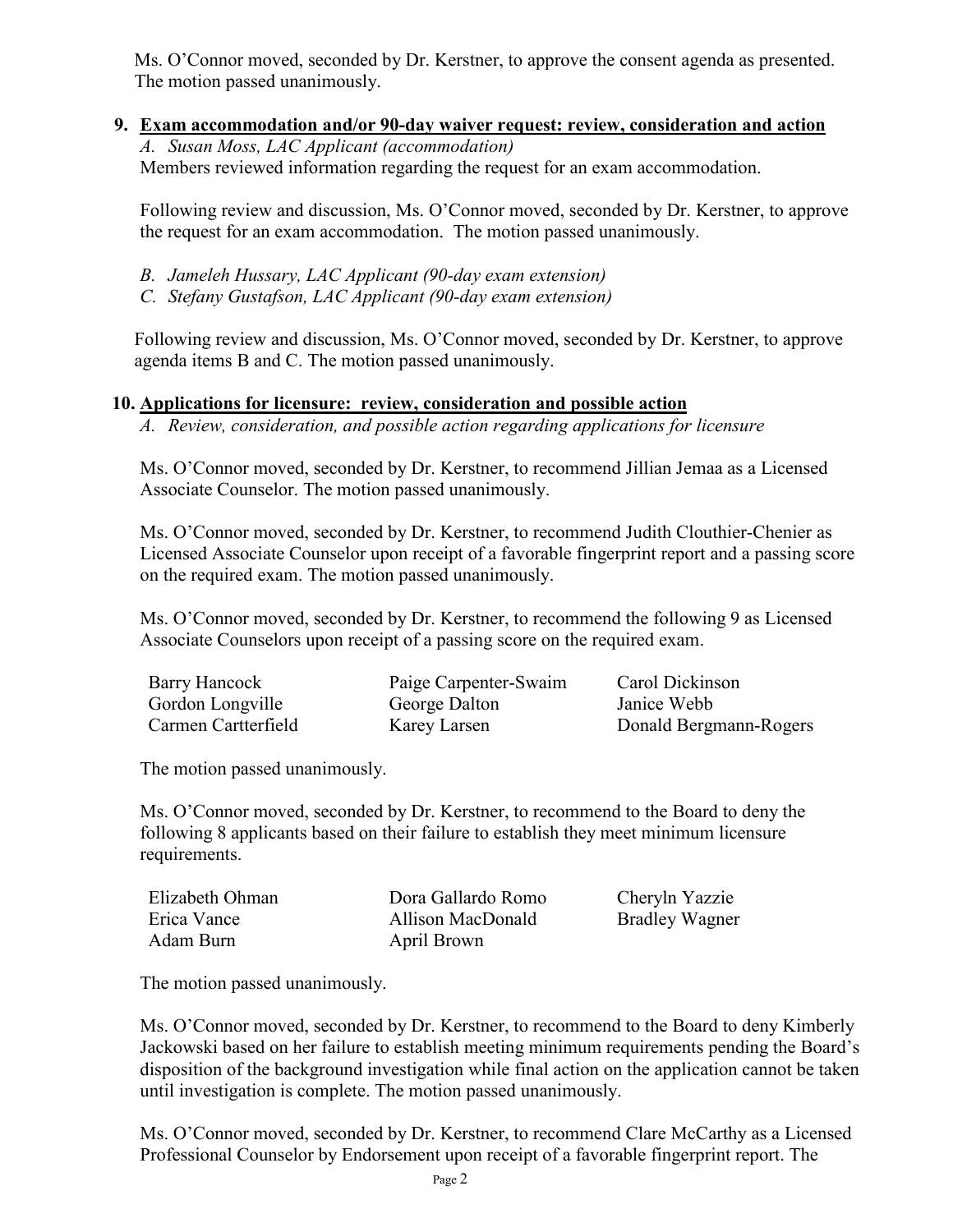Ms. O'Connor moved, seconded by Dr. Kerstner, to approve the consent agenda as presented. The motion passed unanimously.

## 9. Exam accommodation and/or 90-day waiver request: review, consideration and action

*A. Susan Moss, LAC Applicant (accommodation)*

Members reviewed information regarding the request for an exam accommodation.

Following review and discussion, Ms. O'Connor moved, seconded by Dr. Kerstner, to approve the request for an exam accommodation. The motion passed unanimously.

*B. Jameleh Hussary, LAC Applicant (90-day exam extension)*

*C. Stefany Gustafson, LAC Applicant (90-day exam extension)*

Following review and discussion, Ms. O'Connor moved, seconded by Dr. Kerstner, to approve agenda items B and C. The motion passed unanimously.

## 10. Applications for licensure: review, consideration and possible action

*A. Review, consideration, and possible action regarding applications for licensure*

Ms. O'Connor moved, seconded by Dr. Kerstner, to recommend Jillian Jemaa as a Licensed Associate Counselor. The motion passed unanimously.

Ms. O'Connor moved, seconded by Dr. Kerstner, to recommend Judith Clouthier-Chenier as Licensed Associate Counselor upon receipt of a favorable fingerprint report and a passing score on the required exam. The motion passed unanimously.

Ms. O'Connor moved, seconded by Dr. Kerstner, to recommend the following 9 as Licensed Associate Counselors upon receipt of a passing score on the required exam.

| | | |
|---|---|---|
| Barry Hancock | Paige Carpenter-Swaim | Carol Dickinson |
| Gordon Longville | George Dalton | Janice Webb |
| Carmen Cartterfield | Karey Larsen | Donald Bergmann-Rogers |

The motion passed unanimously.

Ms. O'Connor moved, seconded by Dr. Kerstner, to recommend to the Board to deny the following 8 applicants based on their failure to establish they meet minimum licensure requirements.

| | | |
|---|---|---|
| Elizabeth Ohman | Dora Gallardo Romo | Cheryln Yazzie |
| Erica Vance | Allison MacDonald | Bradley Wagner |
| Adam Burn | April Brown | |

The motion passed unanimously.

Ms. O'Connor moved, seconded by Dr. Kerstner, to recommend to the Board to deny Kimberly Jackowski based on her failure to establish meeting minimum requirements pending the Board's disposition of the background investigation while final action on the application cannot be taken until investigation is complete. The motion passed unanimously.

Ms. O'Connor moved, seconded by Dr. Kerstner, to recommend Clare McCarthy as a Licensed Professional Counselor by Endorsement upon receipt of a favorable fingerprint report. The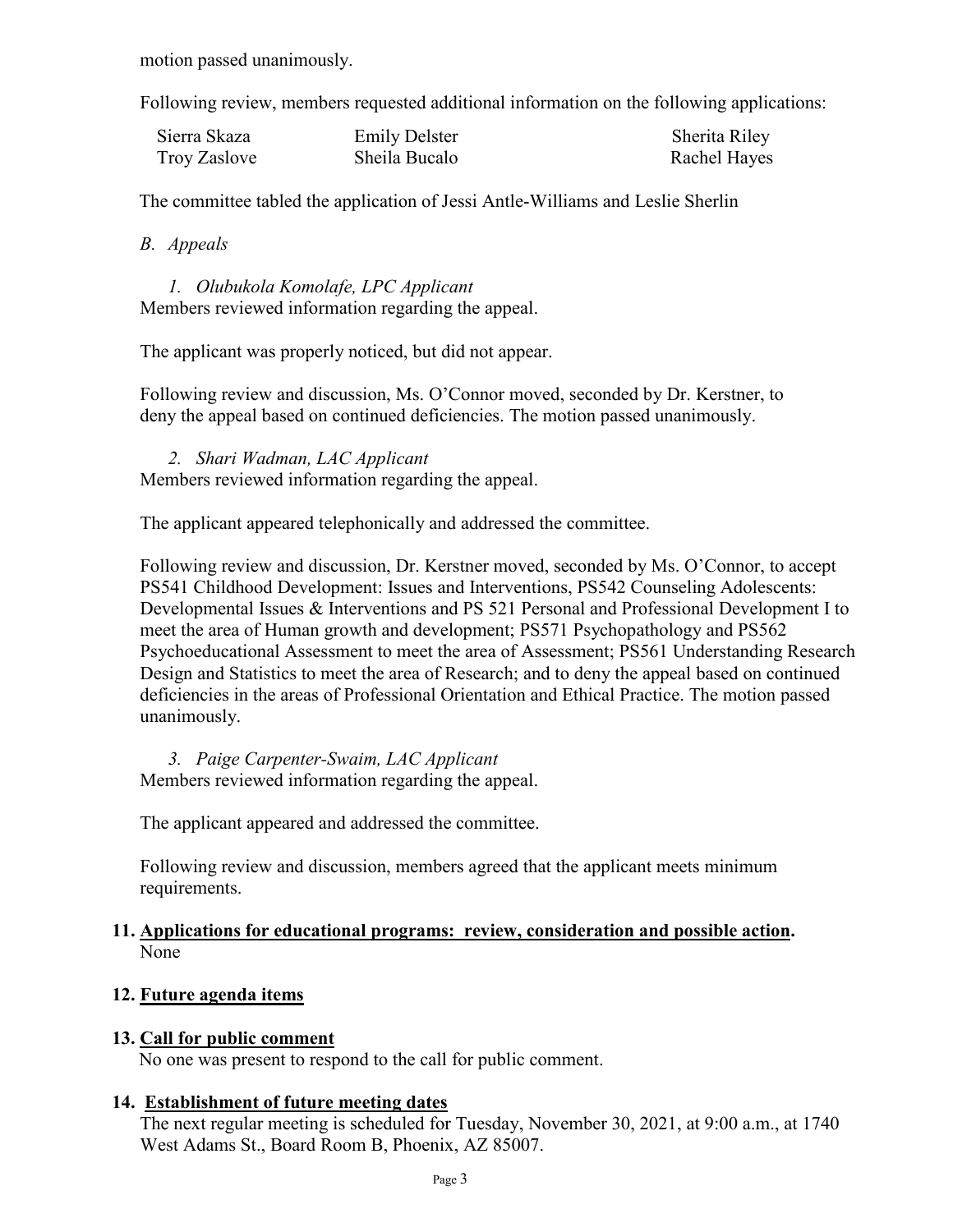motion passed unanimously.

Following review, members requested additional information on the following applications:

| | | |
|---|---|---|
| Sierra Skaza | Emily Delster | Sherita Riley |
| Troy Zaslove | Sheila Bucalo | Rachel Hayes |

The committee tabled the application of Jessi Antle-Williams and Leslie Sherlin

*B. Appeals*

*1. Olubukola Komolafe, LPC Applicant*
Members reviewed information regarding the appeal.

The applicant was properly noticed, but did not appear.

Following review and discussion, Ms. O'Connor moved, seconded by Dr. Kerstner, to deny the appeal based on continued deficiencies. The motion passed unanimously.

*2. Shari Wadman, LAC Applicant*
Members reviewed information regarding the appeal.

The applicant appeared telephonically and addressed the committee.

Following review and discussion, Dr. Kerstner moved, seconded by Ms. O'Connor, to accept PS541 Childhood Development: Issues and Interventions, PS542 Counseling Adolescents: Developmental Issues & Interventions and PS 521 Personal and Professional Development I to meet the area of Human growth and development; PS571 Psychopathology and PS562 Psychoeducational Assessment to meet the area of Assessment; PS561 Understanding Research Design and Statistics to meet the area of Research; and to deny the appeal based on continued deficiencies in the areas of Professional Orientation and Ethical Practice. The motion passed unanimously.

*3. Paige Carpenter-Swaim, LAC Applicant*
Members reviewed information regarding the appeal.

The applicant appeared and addressed the committee.

Following review and discussion, members agreed that the applicant meets minimum requirements.

**11. <u>Applications for educational programs: review, consideration and possible action</u>.**
None

**12. <u>Future agenda items</u>**

**13. <u>Call for public comment</u>**
No one was present to respond to the call for public comment.

**14. <u>Establishment of future meeting dates</u>**
The next regular meeting is scheduled for Tuesday, November 30, 2021, at 9:00 a.m., at 1740 West Adams St., Board Room B, Phoenix, AZ 85007.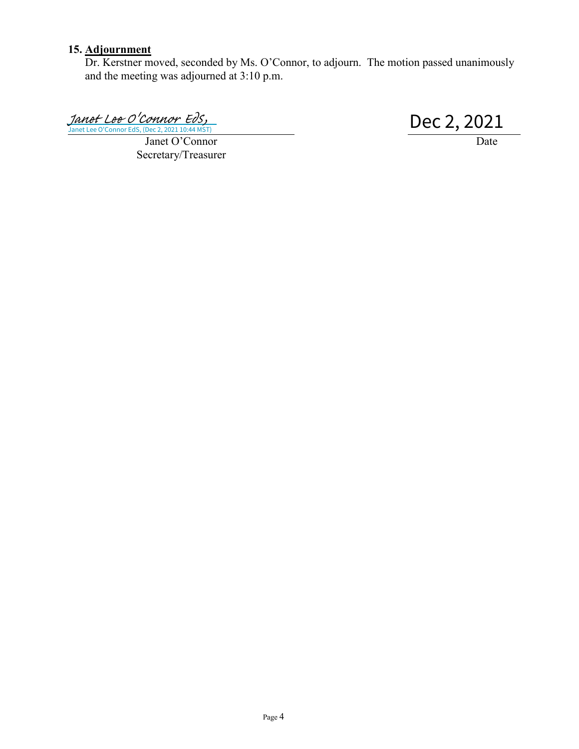**15. Adjournment**

Dr. Kerstner moved, seconded by Ms. O'Connor, to adjourn. The motion passed unanimously and the meeting was adjourned at 3:10 p.m.

Janet Lee O'Connor EdS,
Janet Lee O'Connor EdS, (Dec 2, 2021 10:44 MST)

Janet O'Connor
Secretary/Treasurer

Dec 2, 2021
Date